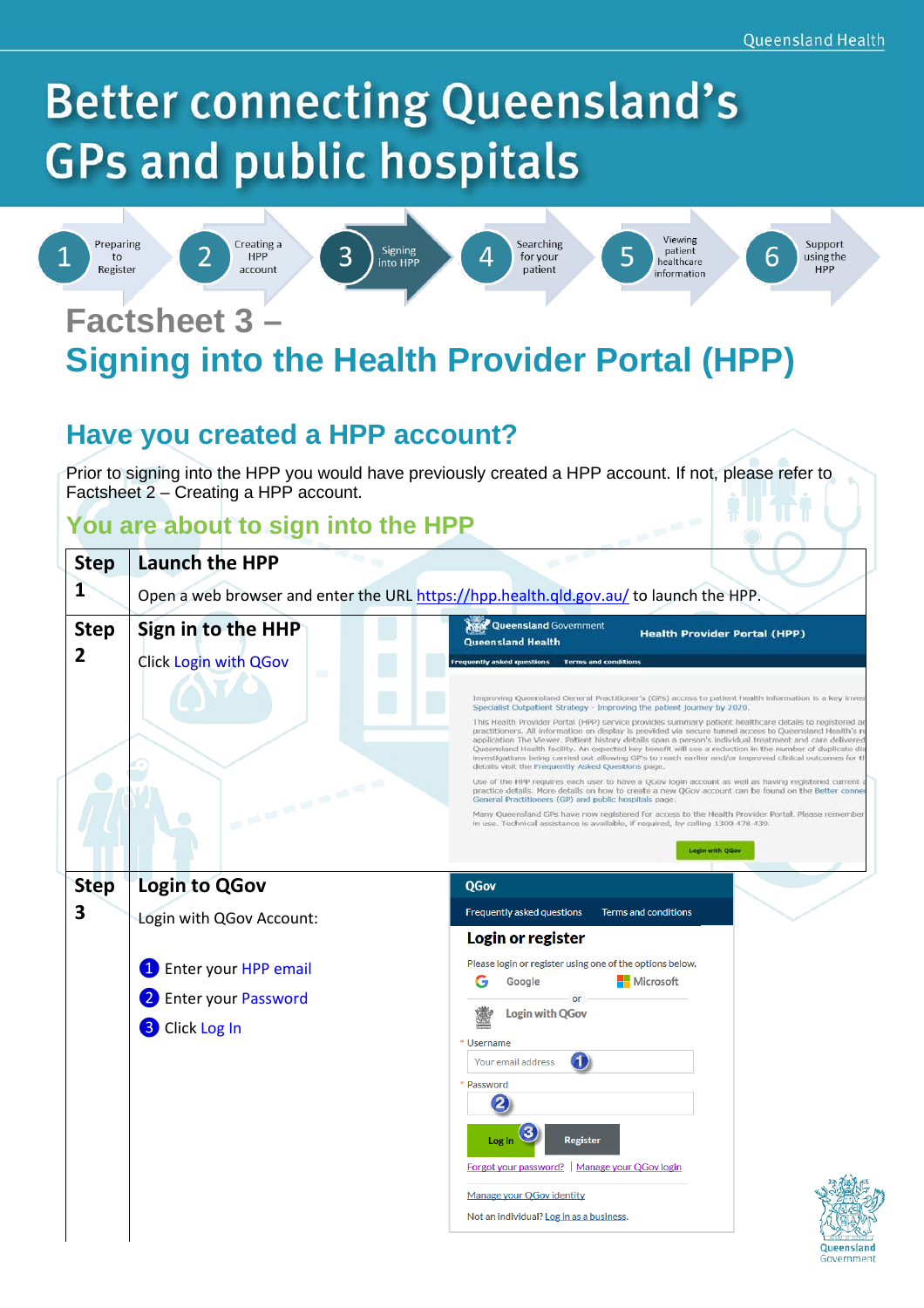# Better connecting Queensland's GPs and public hospitals

1 Preparing to Register · 2 Creating a HPP account · 3 Signing into HPP · 4 Searching for your patient · 5 Viewing patient healthcare information · 6 Support using the HPP

## Factsheet 3 – Signing into the Health Provider Portal (HPP)

### Have you created a HPP account?

Prior to signing into the HPP you would have previously created a HPP account. If not, please refer to Factsheet 2 – Creating a HPP account.

### You are about to sign into the HPP

| Step | |
|---|---|
| **Step 1** | **Launch the HPP**<br>Open a web browser and enter the URL https://hpp.health.qld.gov.au/ to launch the HPP. |
| **Step 2** | **Sign in to the HHP**<br>Click Login with QGov |
| **Step 3** | **Login to QGov**<br>Login with QGov Account:<br>1 Enter your HPP email<br>2 Enter your Password<br>3 Click Log In |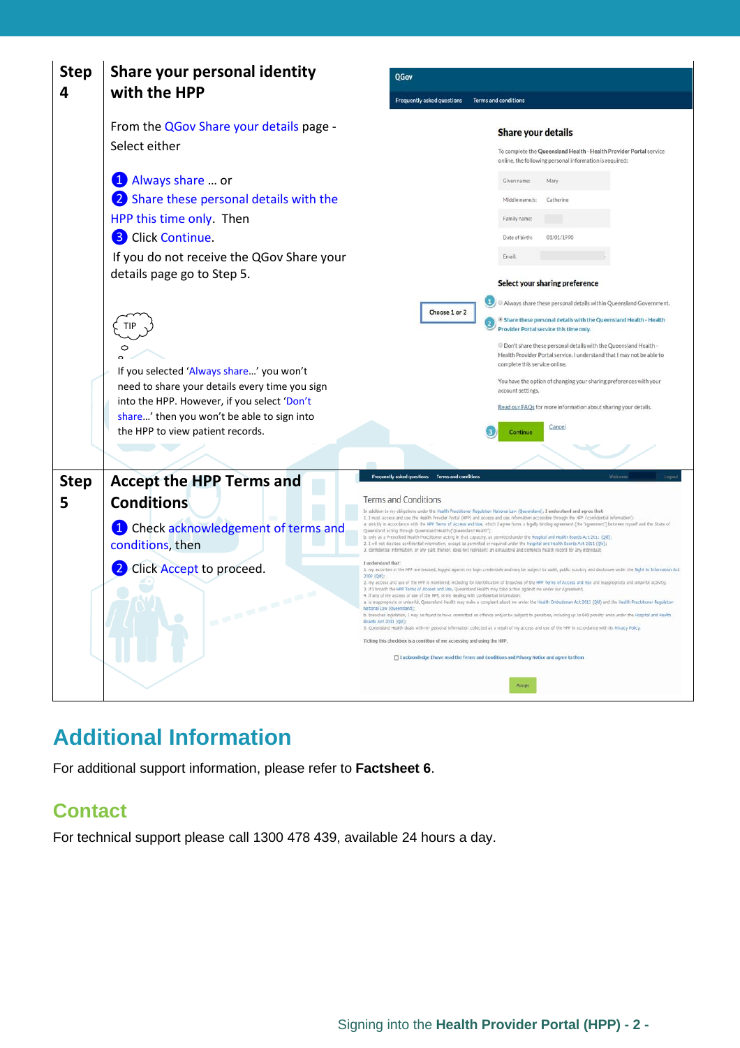| | |
|---|---|
| **Step 4** | **Share your personal identity with the HPP**<br><br>From the QGov Share your details page - Select either<br><br>1 Always share … or<br>2 Share these personal details with the HPP this time only. Then<br>3 Click Continue.<br><br>If you do not receive the QGov Share your details page go to Step 5.<br><br>TIP<br><br>If you selected 'Always share…' you won't need to share your details every time you sign into the HPP. However, if you select 'Don't share…' then you won't be able to sign into the HPP to view patient records. |
| **Step 5** | **Accept the HPP Terms and Conditions**<br><br>1 Check acknowledgement of terms and conditions, then<br><br>2 Click Accept to proceed. |

# Additional Information

For additional support information, please refer to **Factsheet 6**.

## Contact

For technical support please call 1300 478 439, available 24 hours a day.